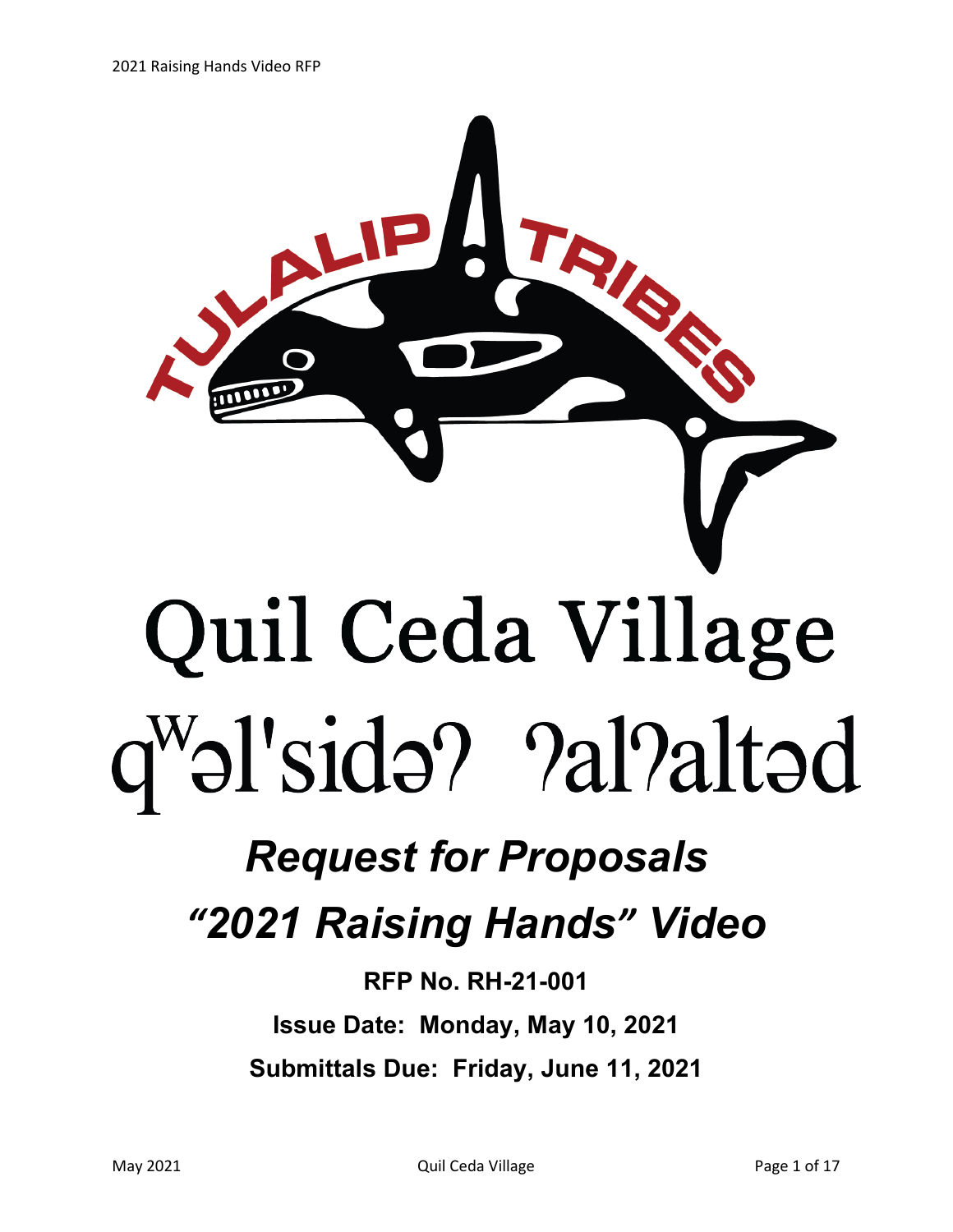TULALIP TRIBES

# Quil Ceda Village

# qʷəl'sidəʔ ʔalʔaltəd

## *Request for Proposals*

## *"2021 Raising Hands" Video*

**RFP No. RH-21-001**

**Issue Date: Monday, May 10, 2021**

**Submittals Due: Friday, June 11, 2021**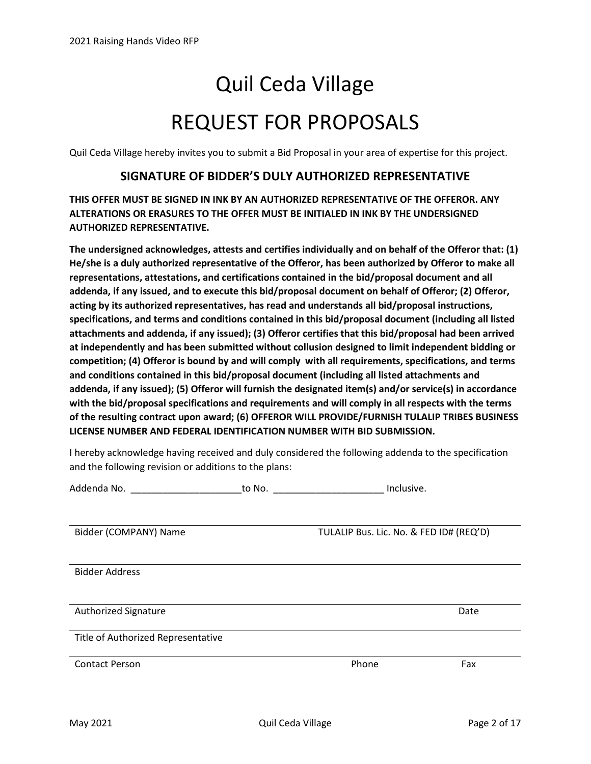# Quil Ceda Village

# REQUEST FOR PROPOSALS

Quil Ceda Village hereby invites you to submit a Bid Proposal in your area of expertise for this project.

## SIGNATURE OF BIDDER'S DULY AUTHORIZED REPRESENTATIVE

**THIS OFFER MUST BE SIGNED IN INK BY AN AUTHORIZED REPRESENTATIVE OF THE OFFEROR. ANY ALTERATIONS OR ERASURES TO THE OFFER MUST BE INITIALED IN INK BY THE UNDERSIGNED AUTHORIZED REPRESENTATIVE.**

**The undersigned acknowledges, attests and certifies individually and on behalf of the Offeror that: (1) He/she is a duly authorized representative of the Offeror, has been authorized by Offeror to make all representations, attestations, and certifications contained in the bid/proposal document and all addenda, if any issued, and to execute this bid/proposal document on behalf of Offeror; (2) Offeror, acting by its authorized representatives, has read and understands all bid/proposal instructions, specifications, and terms and conditions contained in this bid/proposal document (including all listed attachments and addenda, if any issued); (3) Offeror certifies that this bid/proposal had been arrived at independently and has been submitted without collusion designed to limit independent bidding or competition; (4) Offeror is bound by and will comply with all requirements, specifications, and terms and conditions contained in this bid/proposal document (including all listed attachments and addenda, if any issued); (5) Offeror will furnish the designated item(s) and/or service(s) in accordance with the bid/proposal specifications and requirements and will comply in all respects with the terms of the resulting contract upon award; (6) OFFEROR WILL PROVIDE/FURNISH TULALIP TRIBES BUSINESS LICENSE NUMBER AND FEDERAL IDENTIFICATION NUMBER WITH BID SUBMISSION.**

I hereby acknowledge having received and duly considered the following addenda to the specification and the following revision or additions to the plans:

Addenda No. ____________________ to No. ____________________ Inclusive.

______________________________________________________________________

Bidder (COMPANY) Name | TULALIP Bus. Lic. No. & FED ID# (REQ'D)

______________________________________________________________________

Bidder Address

______________________________________________________________________

Authorized Signature | Date

______________________________________________________________________

Title of Authorized Representative

______________________________________________________________________

Contact Person | Phone | Fax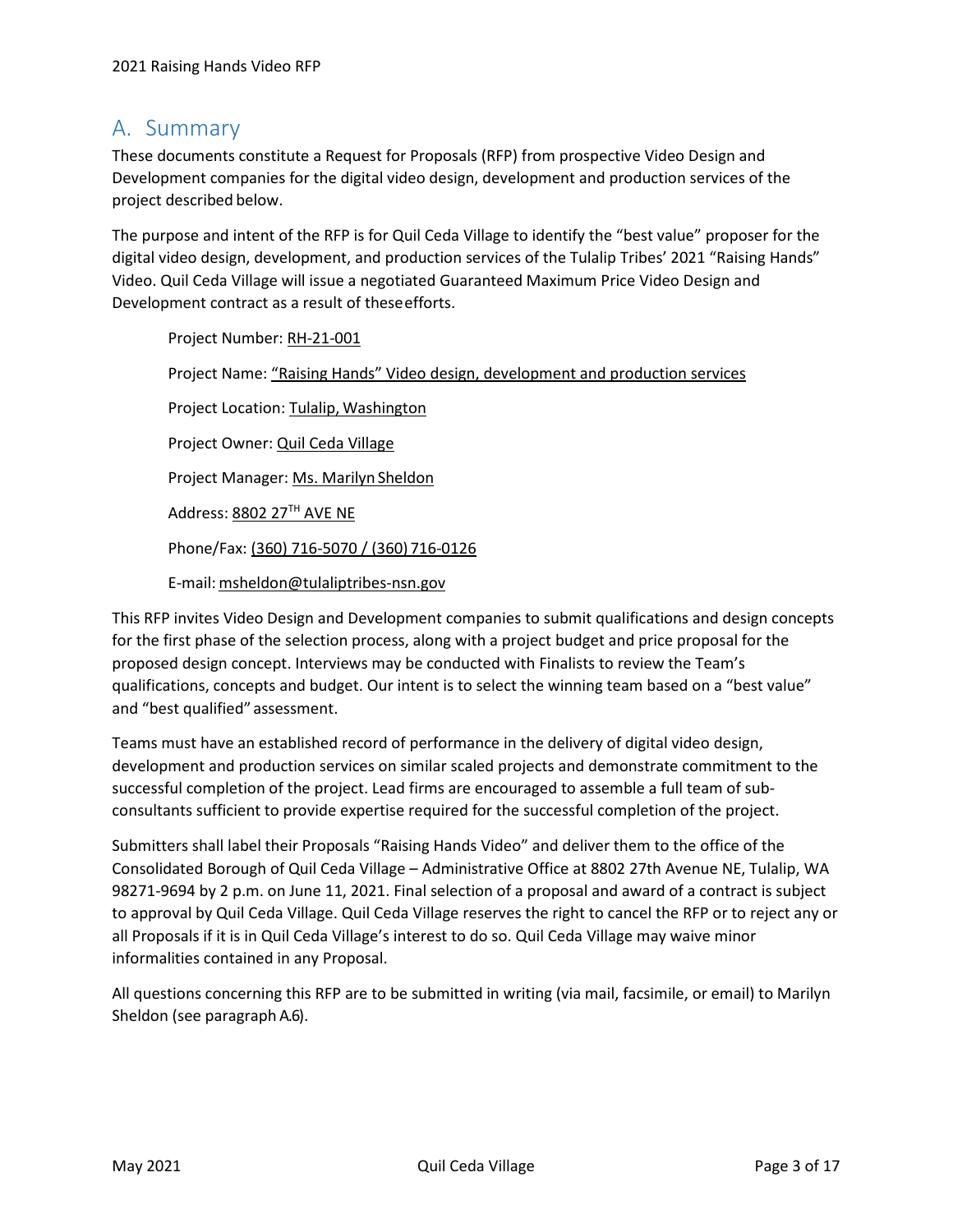## A. Summary

These documents constitute a Request for Proposals (RFP) from prospective Video Design and Development companies for the digital video design, development and production services of the project described below.

The purpose and intent of the RFP is for Quil Ceda Village to identify the "best value" proposer for the digital video design, development, and production services of the Tulalip Tribes' 2021 "Raising Hands" Video. Quil Ceda Village will issue a negotiated Guaranteed Maximum Price Video Design and Development contract as a result of these efforts.

Project Number: RH-21-001

Project Name: "Raising Hands" Video design, development and production services

Project Location: Tulalip, Washington

Project Owner: Quil Ceda Village

Project Manager: Ms. Marilyn Sheldon

Address: 8802 27TH AVE NE

Phone/Fax: (360) 716-5070 / (360) 716-0126

E-mail: msheldon@tulaliptribes-nsn.gov

This RFP invites Video Design and Development companies to submit qualifications and design concepts for the first phase of the selection process, along with a project budget and price proposal for the proposed design concept. Interviews may be conducted with Finalists to review the Team's qualifications, concepts and budget. Our intent is to select the winning team based on a "best value" and "best qualified" assessment.

Teams must have an established record of performance in the delivery of digital video design, development and production services on similar scaled projects and demonstrate commitment to the successful completion of the project. Lead firms are encouraged to assemble a full team of sub-consultants sufficient to provide expertise required for the successful completion of the project.

Submitters shall label their Proposals "Raising Hands Video" and deliver them to the office of the Consolidated Borough of Quil Ceda Village – Administrative Office at 8802 27th Avenue NE, Tulalip, WA 98271-9694 by 2 p.m. on June 11, 2021. Final selection of a proposal and award of a contract is subject to approval by Quil Ceda Village. Quil Ceda Village reserves the right to cancel the RFP or to reject any or all Proposals if it is in Quil Ceda Village's interest to do so. Quil Ceda Village may waive minor informalities contained in any Proposal.

All questions concerning this RFP are to be submitted in writing (via mail, facsimile, or email) to Marilyn Sheldon (see paragraph A.6).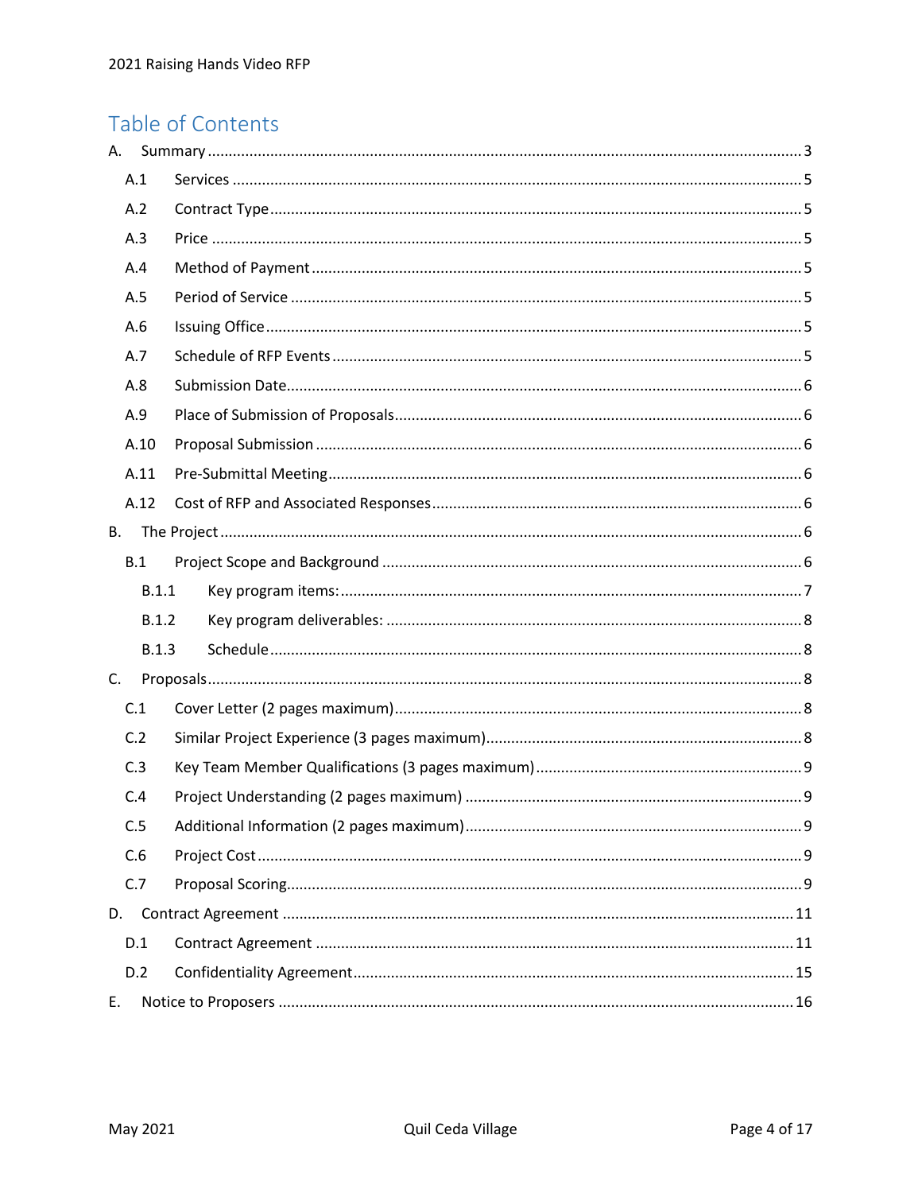# Table of Contents

A. Summary ........................................................................................................ 3

- A.1 Services ........................................................................................................ 5
- A.2 Contract Type ................................................................................................ 5
- A.3 Price .............................................................................................................. 5
- A.4 Method of Payment ....................................................................................... 5
- A.5 Period of Service ........................................................................................... 5
- A.6 Issuing Office ................................................................................................. 5
- A.7 Schedule of RFP Events ................................................................................ 5
- A.8 Submission Date ............................................................................................ 6
- A.9 Place of Submission of Proposals .................................................................. 6
- A.10 Proposal Submission .................................................................................... 6
- A.11 Pre-Submittal Meeting .................................................................................. 6
- A.12 Cost of RFP and Associated Responses ........................................................ 6

B. The Project ...................................................................................................... 6

- B.1 Project Scope and Background ...................................................................... 6
  - B.1.1 Key program items: ................................................................................. 7
  - B.1.2 Key program deliverables: ....................................................................... 8
  - B.1.3 Schedule ................................................................................................. 8

C. Proposals ......................................................................................................... 8

- C.1 Cover Letter (2 pages maximum) .................................................................... 8
- C.2 Similar Project Experience (3 pages maximum) ............................................... 8
- C.3 Key Team Member Qualifications (3 pages maximum) .................................... 9
- C.4 Project Understanding (2 pages maximum) .................................................... 9
- C.5 Additional Information (2 pages maximum) .................................................... 9
- C.6 Project Cost ................................................................................................... 9
- C.7 Proposal Scoring ............................................................................................ 9

D. Contract Agreement ....................................................................................... 11

- D.1 Contract Agreement ..................................................................................... 11
- D.2 Confidentiality Agreement ........................................................................... 15

E. Notice to Proposers ........................................................................................ 16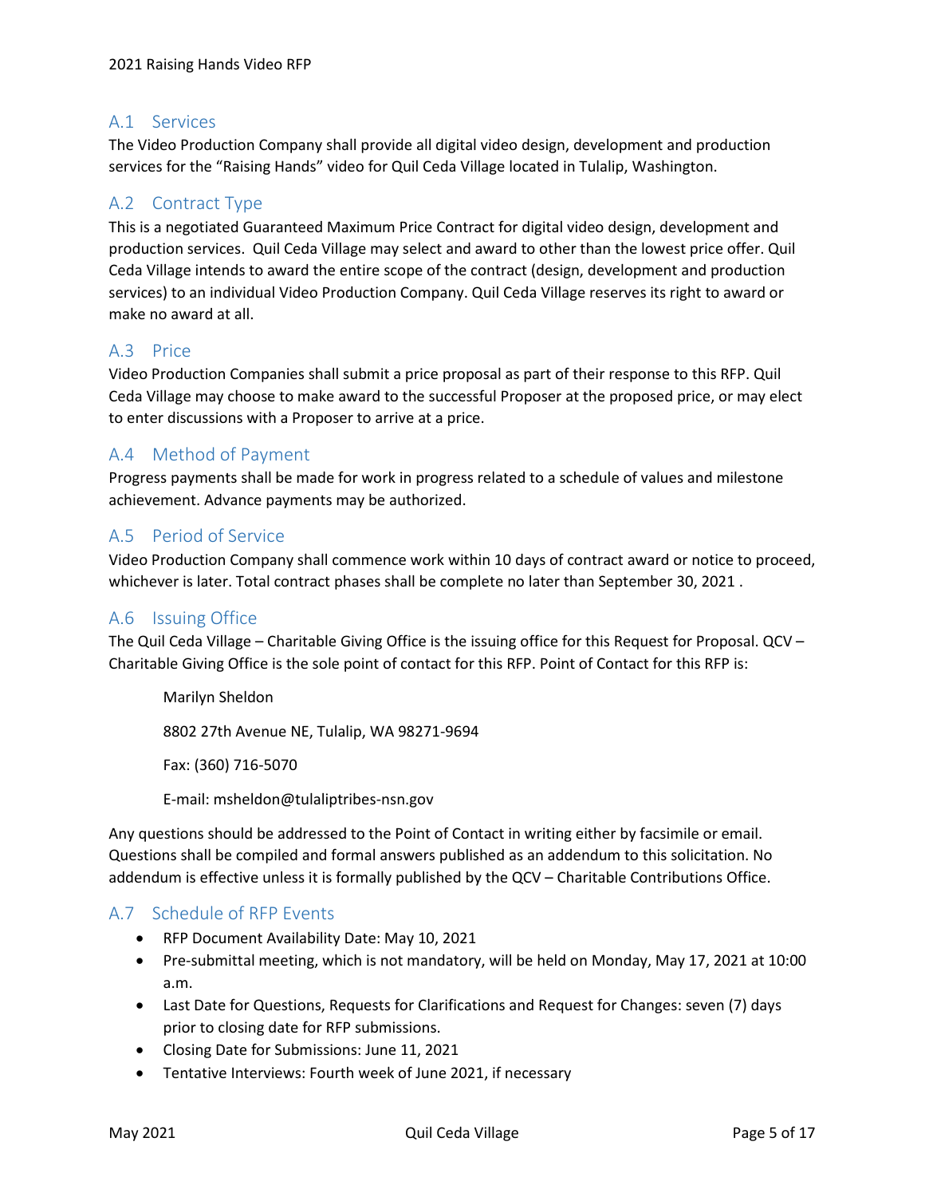## A.1 Services

The Video Production Company shall provide all digital video design, development and production services for the “Raising Hands” video for Quil Ceda Village located in Tulalip, Washington.

## A.2 Contract Type

This is a negotiated Guaranteed Maximum Price Contract for digital video design, development and production services. Quil Ceda Village may select and award to other than the lowest price offer. Quil Ceda Village intends to award the entire scope of the contract (design, development and production services) to an individual Video Production Company. Quil Ceda Village reserves its right to award or make no award at all.

## A.3 Price

Video Production Companies shall submit a price proposal as part of their response to this RFP. Quil Ceda Village may choose to make award to the successful Proposer at the proposed price, or may elect to enter discussions with a Proposer to arrive at a price.

## A.4 Method of Payment

Progress payments shall be made for work in progress related to a schedule of values and milestone achievement. Advance payments may be authorized.

## A.5 Period of Service

Video Production Company shall commence work within 10 days of contract award or notice to proceed, whichever is later. Total contract phases shall be complete no later than September 30, 2021 .

## A.6 Issuing Office

The Quil Ceda Village – Charitable Giving Office is the issuing office for this Request for Proposal. QCV – Charitable Giving Office is the sole point of contact for this RFP. Point of Contact for this RFP is:

Marilyn Sheldon

8802 27th Avenue NE, Tulalip, WA 98271-9694

Fax: (360) 716-5070

E-mail: msheldon@tulaliptribes-nsn.gov

Any questions should be addressed to the Point of Contact in writing either by facsimile or email. Questions shall be compiled and formal answers published as an addendum to this solicitation. No addendum is effective unless it is formally published by the QCV – Charitable Contributions Office.

## A.7 Schedule of RFP Events

- RFP Document Availability Date: May 10, 2021
- Pre-submittal meeting, which is not mandatory, will be held on Monday, May 17, 2021 at 10:00 a.m.
- Last Date for Questions, Requests for Clarifications and Request for Changes: seven (7) days prior to closing date for RFP submissions.
- Closing Date for Submissions: June 11, 2021
- Tentative Interviews: Fourth week of June 2021, if necessary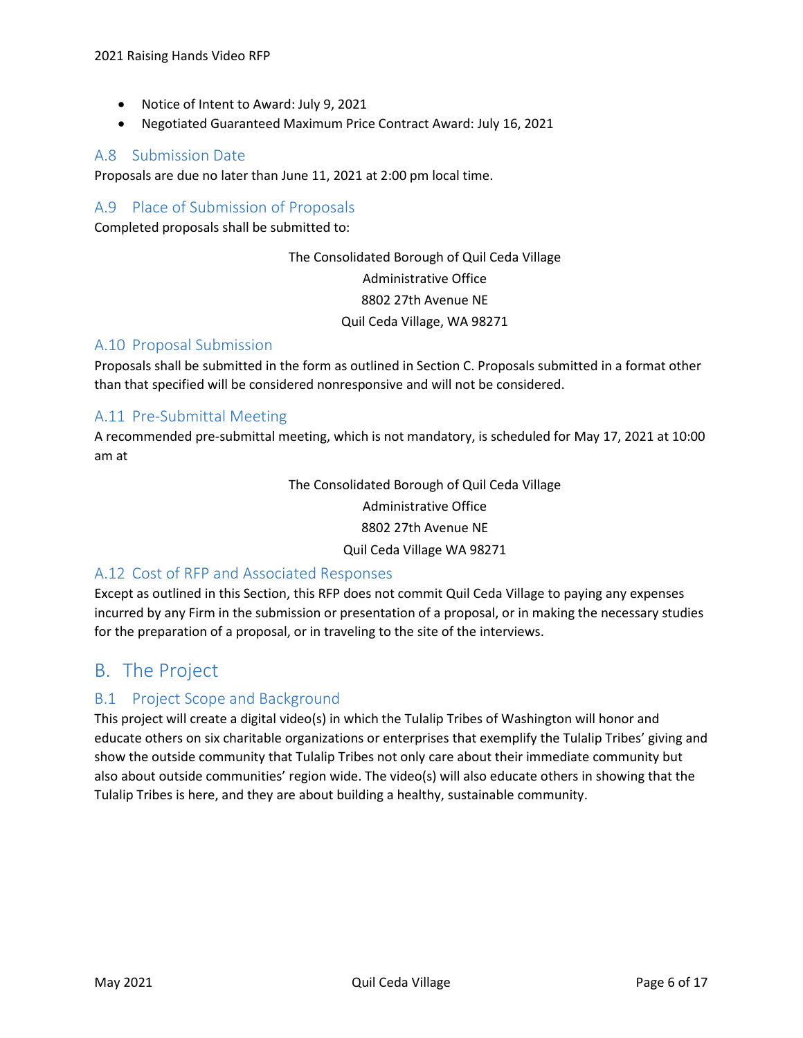- Notice of Intent to Award: July 9, 2021
- Negotiated Guaranteed Maximum Price Contract Award: July 16, 2021

### A.8 Submission Date

Proposals are due no later than June 11, 2021 at 2:00 pm local time.

### A.9 Place of Submission of Proposals

Completed proposals shall be submitted to:

The Consolidated Borough of Quil Ceda Village
Administrative Office
8802 27th Avenue NE
Quil Ceda Village, WA 98271

### A.10 Proposal Submission

Proposals shall be submitted in the form as outlined in Section C. Proposals submitted in a format other than that specified will be considered nonresponsive and will not be considered.

### A.11 Pre-Submittal Meeting

A recommended pre-submittal meeting, which is not mandatory, is scheduled for May 17, 2021 at 10:00 am at

The Consolidated Borough of Quil Ceda Village
Administrative Office
8802 27th Avenue NE
Quil Ceda Village WA 98271

### A.12 Cost of RFP and Associated Responses

Except as outlined in this Section, this RFP does not commit Quil Ceda Village to paying any expenses incurred by any Firm in the submission or presentation of a proposal, or in making the necessary studies for the preparation of a proposal, or in traveling to the site of the interviews.

## B. The Project

### B.1 Project Scope and Background

This project will create a digital video(s) in which the Tulalip Tribes of Washington will honor and educate others on six charitable organizations or enterprises that exemplify the Tulalip Tribes' giving and show the outside community that Tulalip Tribes not only care about their immediate community but also about outside communities' region wide. The video(s) will also educate others in showing that the Tulalip Tribes is here, and they are about building a healthy, sustainable community.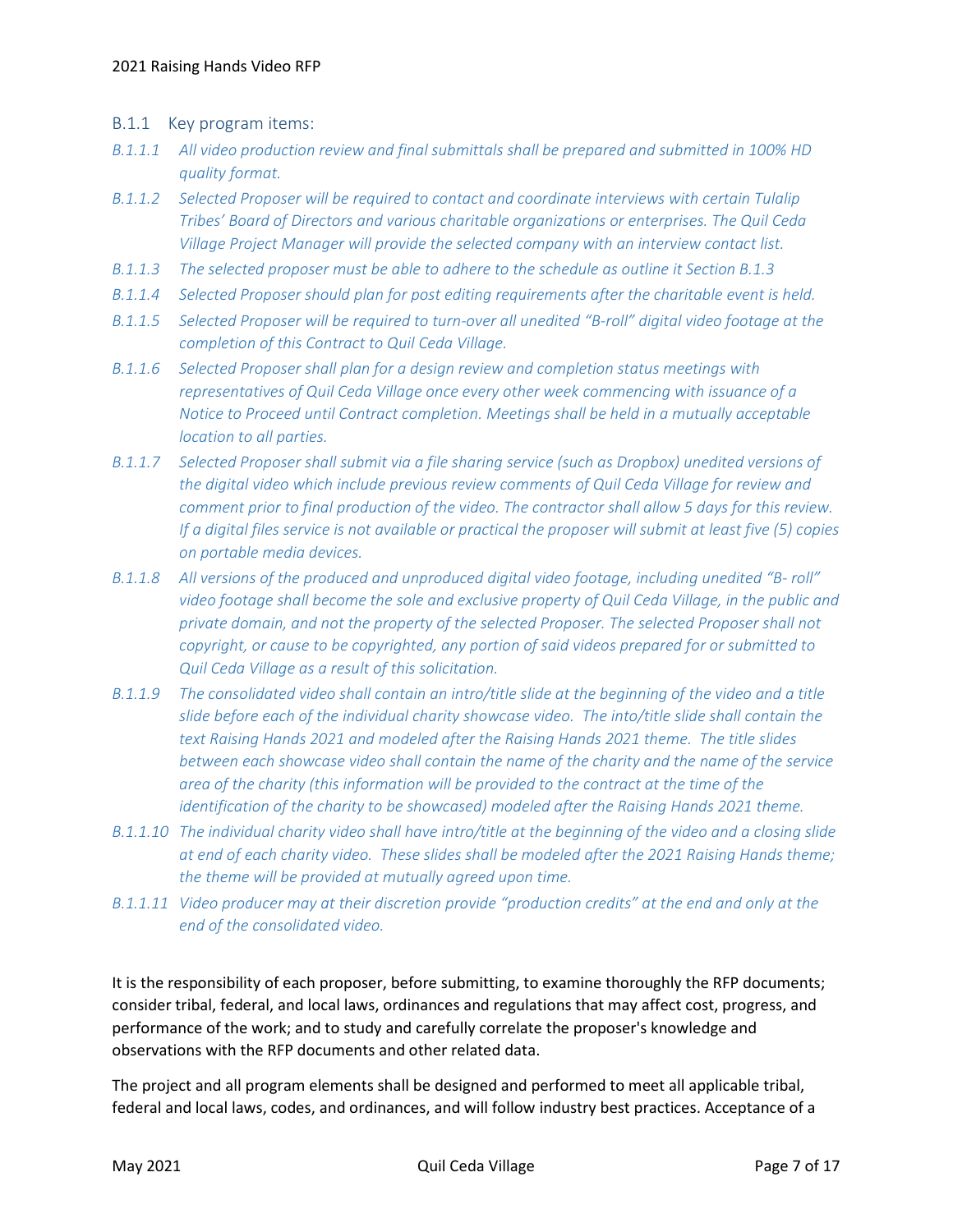### B.1.1 Key program items:

*B.1.1.1 All video production review and final submittals shall be prepared and submitted in 100% HD quality format.*

*B.1.1.2 Selected Proposer will be required to contact and coordinate interviews with certain Tulalip Tribes' Board of Directors and various charitable organizations or enterprises. The Quil Ceda Village Project Manager will provide the selected company with an interview contact list.*

*B.1.1.3 The selected proposer must be able to adhere to the schedule as outline it Section B.1.3*

*B.1.1.4 Selected Proposer should plan for post editing requirements after the charitable event is held.*

*B.1.1.5 Selected Proposer will be required to turn-over all unedited "B-roll" digital video footage at the completion of this Contract to Quil Ceda Village.*

*B.1.1.6 Selected Proposer shall plan for a design review and completion status meetings with representatives of Quil Ceda Village once every other week commencing with issuance of a Notice to Proceed until Contract completion. Meetings shall be held in a mutually acceptable location to all parties.*

*B.1.1.7 Selected Proposer shall submit via a file sharing service (such as Dropbox) unedited versions of the digital video which include previous review comments of Quil Ceda Village for review and comment prior to final production of the video. The contractor shall allow 5 days for this review. If a digital files service is not available or practical the proposer will submit at least five (5) copies on portable media devices.*

*B.1.1.8 All versions of the produced and unproduced digital video footage, including unedited "B- roll" video footage shall become the sole and exclusive property of Quil Ceda Village, in the public and private domain, and not the property of the selected Proposer. The selected Proposer shall not copyright, or cause to be copyrighted, any portion of said videos prepared for or submitted to Quil Ceda Village as a result of this solicitation.*

*B.1.1.9 The consolidated video shall contain an intro/title slide at the beginning of the video and a title slide before each of the individual charity showcase video. The into/title slide shall contain the text Raising Hands 2021 and modeled after the Raising Hands 2021 theme. The title slides between each showcase video shall contain the name of the charity and the name of the service area of the charity (this information will be provided to the contract at the time of the identification of the charity to be showcased) modeled after the Raising Hands 2021 theme.*

*B.1.1.10 The individual charity video shall have intro/title at the beginning of the video and a closing slide at end of each charity video. These slides shall be modeled after the 2021 Raising Hands theme; the theme will be provided at mutually agreed upon time.*

*B.1.1.11 Video producer may at their discretion provide "production credits" at the end and only at the end of the consolidated video.*

It is the responsibility of each proposer, before submitting, to examine thoroughly the RFP documents; consider tribal, federal, and local laws, ordinances and regulations that may affect cost, progress, and performance of the work; and to study and carefully correlate the proposer's knowledge and observations with the RFP documents and other related data.

The project and all program elements shall be designed and performed to meet all applicable tribal, federal and local laws, codes, and ordinances, and will follow industry best practices. Acceptance of a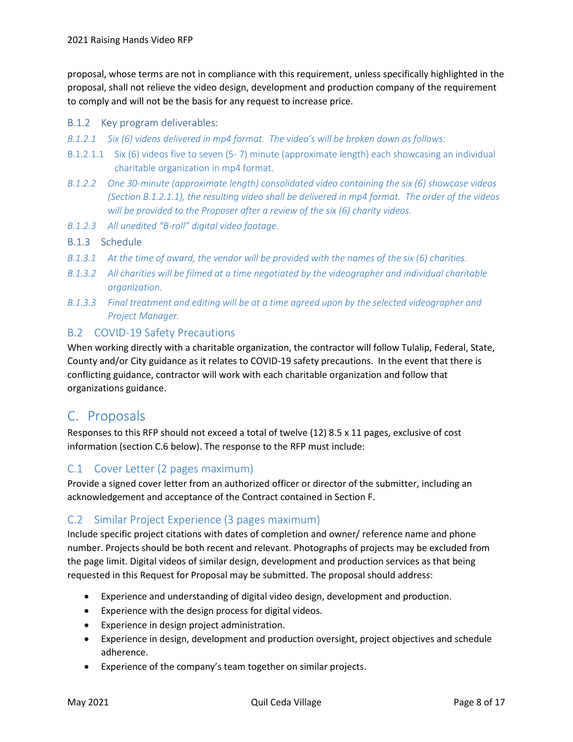proposal, whose terms are not in compliance with this requirement, unless specifically highlighted in the proposal, shall not relieve the video design, development and production company of the requirement to comply and will not be the basis for any request to increase price.

### B.1.2 Key program deliverables:

*B.1.2.1 Six (6) videos delivered in mp4 format. The video's will be broken down as follows:*

B.1.2.1.1 Six (6) videos five to seven (5- 7) minute (approximate length) each showcasing an individual charitable organization in mp4 format.

*B.1.2.2 One 30-minute (approximate length) consolidated video containing the six (6) showcase videos (Section B.1.2.1.1), the resulting video shall be delivered in mp4 format. The order of the videos will be provided to the Proposer after a review of the six (6) charity videos.*

*B.1.2.3 All unedited "B-roll" digital video footage.*

### B.1.3 Schedule

*B.1.3.1 At the time of award, the vendor will be provided with the names of the six (6) charities.*

*B.1.3.2 All charities will be filmed at a time negotiated by the videographer and individual charitable organization.*

*B.1.3.3 Final treatment and editing will be at a time agreed upon by the selected videographer and Project Manager.*

## B.2 COVID-19 Safety Precautions

When working directly with a charitable organization, the contractor will follow Tulalip, Federal, State, County and/or City guidance as it relates to COVID-19 safety precautions. In the event that there is conflicting guidance, contractor will work with each charitable organization and follow that organizations guidance.

# C. Proposals

Responses to this RFP should not exceed a total of twelve (12) 8.5 x 11 pages, exclusive of cost information (section C.6 below). The response to the RFP must include:

## C.1 Cover Letter (2 pages maximum)

Provide a signed cover letter from an authorized officer or director of the submitter, including an acknowledgement and acceptance of the Contract contained in Section F.

## C.2 Similar Project Experience (3 pages maximum)

Include specific project citations with dates of completion and owner/ reference name and phone number. Projects should be both recent and relevant. Photographs of projects may be excluded from the page limit. Digital videos of similar design, development and production services as that being requested in this Request for Proposal may be submitted. The proposal should address:

- Experience and understanding of digital video design, development and production.
- Experience with the design process for digital videos.
- Experience in design project administration.
- Experience in design, development and production oversight, project objectives and schedule adherence.
- Experience of the company's team together on similar projects.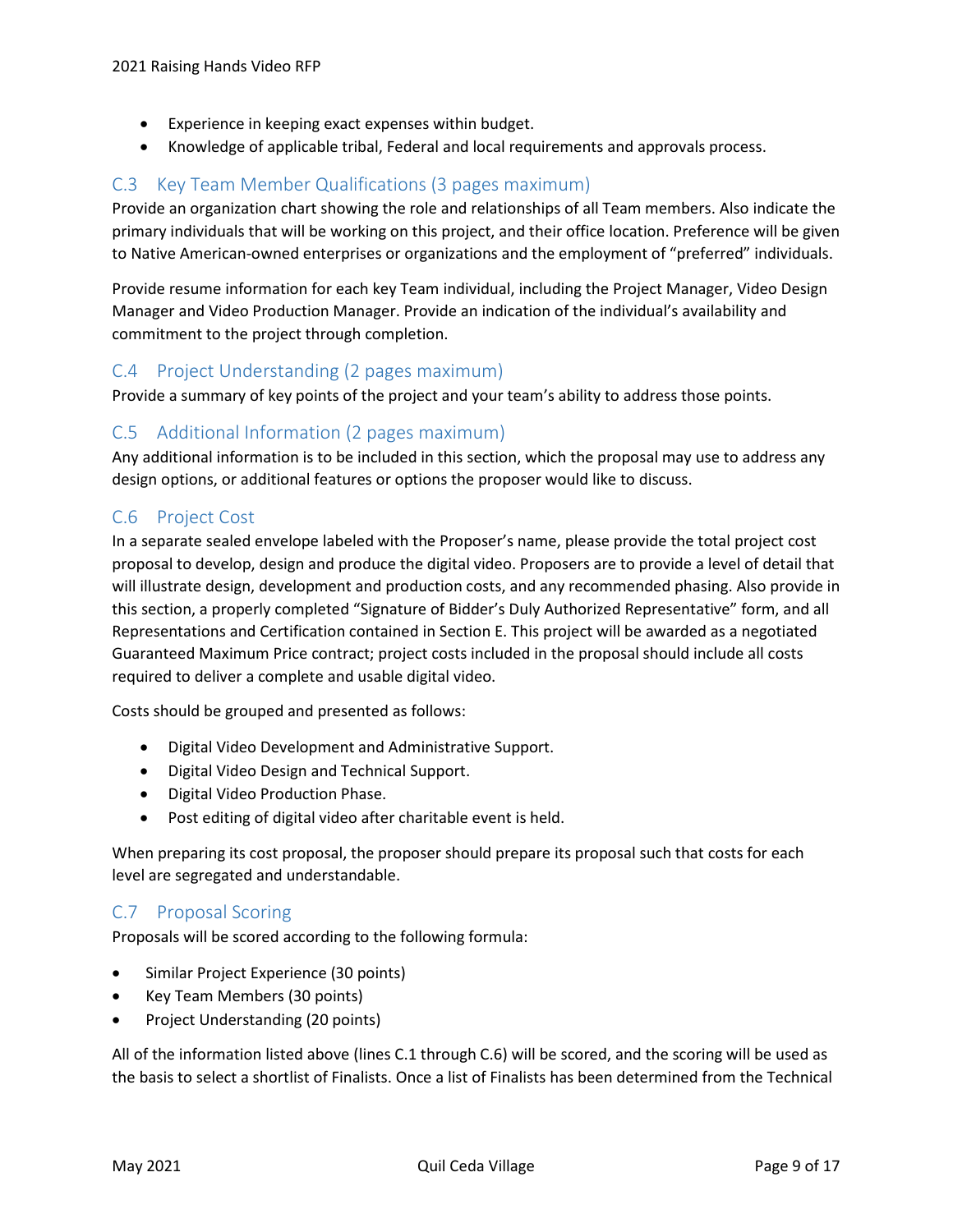- Experience in keeping exact expenses within budget.
- Knowledge of applicable tribal, Federal and local requirements and approvals process.

## C.3 Key Team Member Qualifications (3 pages maximum)

Provide an organization chart showing the role and relationships of all Team members. Also indicate the primary individuals that will be working on this project, and their office location. Preference will be given to Native American-owned enterprises or organizations and the employment of "preferred" individuals.

Provide resume information for each key Team individual, including the Project Manager, Video Design Manager and Video Production Manager. Provide an indication of the individual's availability and commitment to the project through completion.

## C.4 Project Understanding (2 pages maximum)

Provide a summary of key points of the project and your team's ability to address those points.

## C.5 Additional Information (2 pages maximum)

Any additional information is to be included in this section, which the proposal may use to address any design options, or additional features or options the proposer would like to discuss.

## C.6 Project Cost

In a separate sealed envelope labeled with the Proposer's name, please provide the total project cost proposal to develop, design and produce the digital video. Proposers are to provide a level of detail that will illustrate design, development and production costs, and any recommended phasing. Also provide in this section, a properly completed "Signature of Bidder's Duly Authorized Representative" form, and all Representations and Certification contained in Section E. This project will be awarded as a negotiated Guaranteed Maximum Price contract; project costs included in the proposal should include all costs required to deliver a complete and usable digital video.

Costs should be grouped and presented as follows:

- Digital Video Development and Administrative Support.
- Digital Video Design and Technical Support.
- Digital Video Production Phase.
- Post editing of digital video after charitable event is held.

When preparing its cost proposal, the proposer should prepare its proposal such that costs for each level are segregated and understandable.

## C.7 Proposal Scoring

Proposals will be scored according to the following formula:

- Similar Project Experience (30 points)
- Key Team Members (30 points)
- Project Understanding (20 points)

All of the information listed above (lines C.1 through C.6) will be scored, and the scoring will be used as the basis to select a shortlist of Finalists. Once a list of Finalists has been determined from the Technical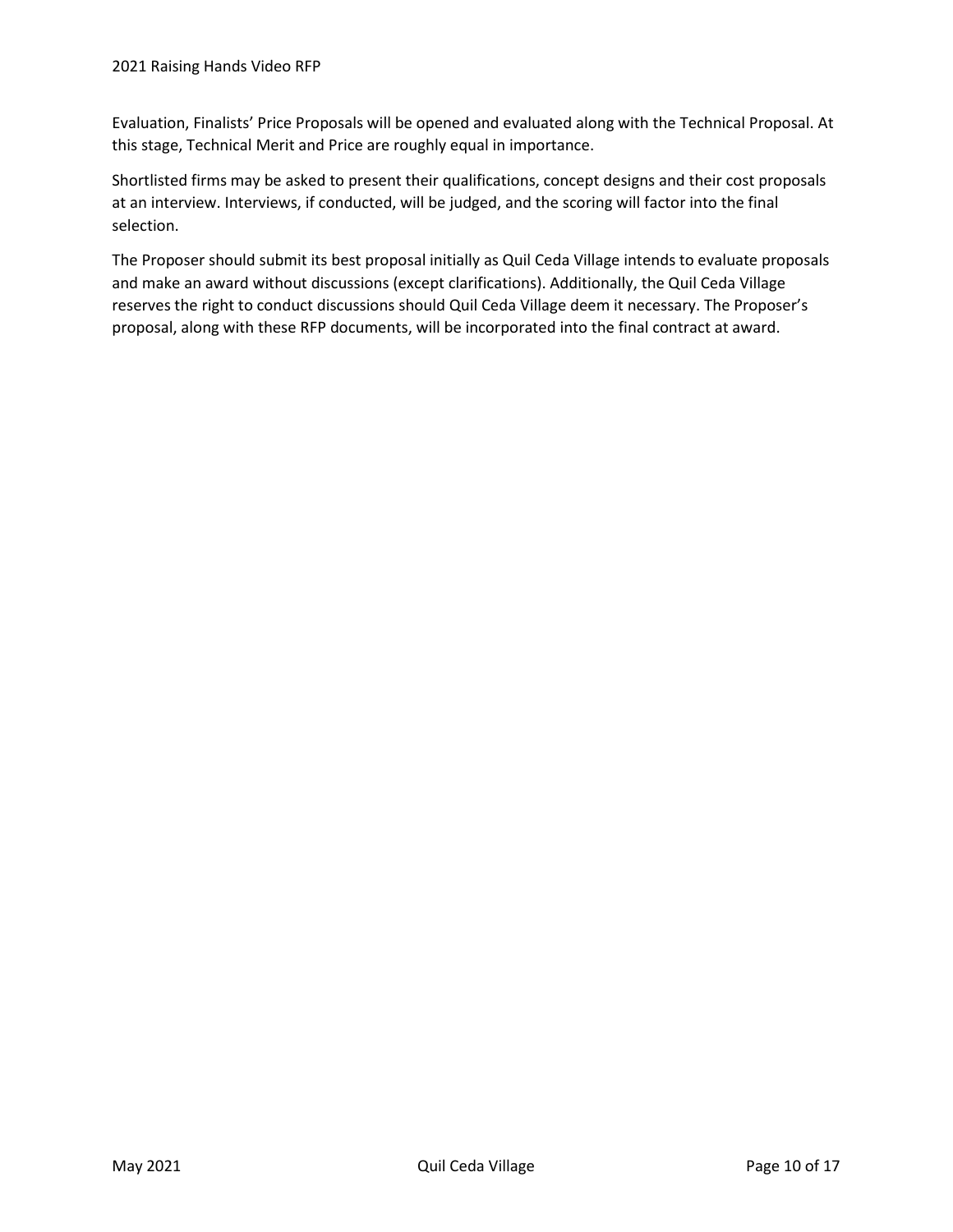Evaluation, Finalists' Price Proposals will be opened and evaluated along with the Technical Proposal. At this stage, Technical Merit and Price are roughly equal in importance.

Shortlisted firms may be asked to present their qualifications, concept designs and their cost proposals at an interview. Interviews, if conducted, will be judged, and the scoring will factor into the final selection.

The Proposer should submit its best proposal initially as Quil Ceda Village intends to evaluate proposals and make an award without discussions (except clarifications). Additionally, the Quil Ceda Village reserves the right to conduct discussions should Quil Ceda Village deem it necessary. The Proposer's proposal, along with these RFP documents, will be incorporated into the final contract at award.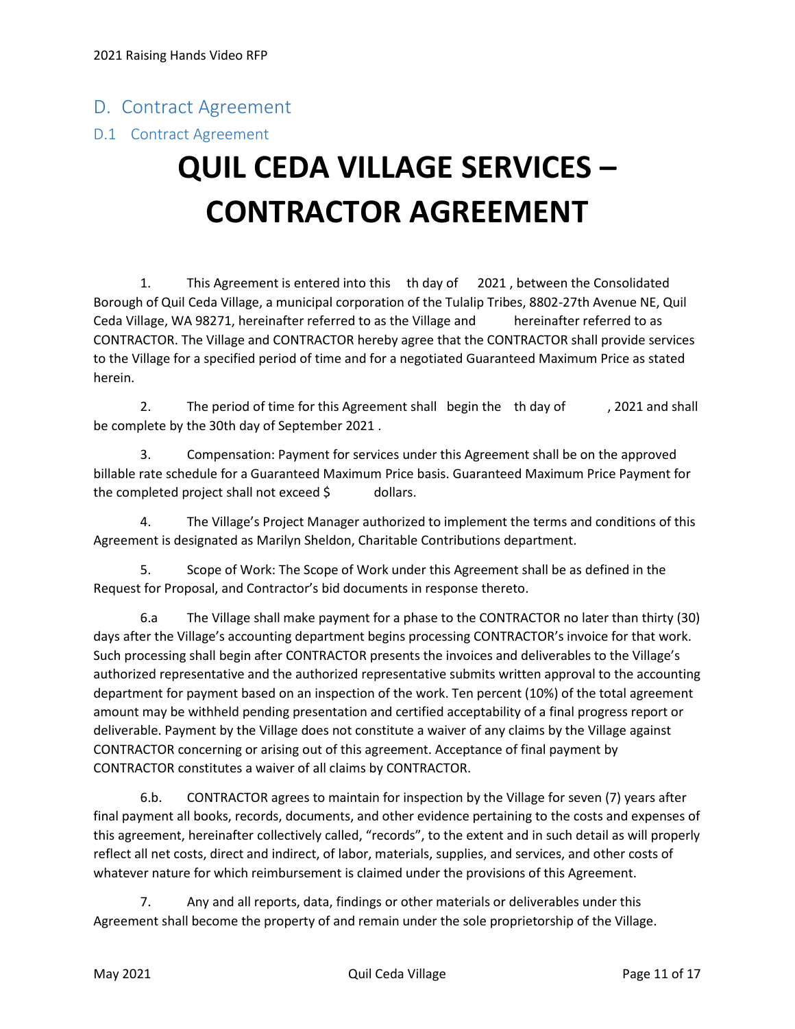# D. Contract Agreement

## D.1 Contract Agreement

# QUIL CEDA VILLAGE SERVICES – CONTRACTOR AGREEMENT

1. This Agreement is entered into this th day of 2021 , between the Consolidated Borough of Quil Ceda Village, a municipal corporation of the Tulalip Tribes, 8802-27th Avenue NE, Quil Ceda Village, WA 98271, hereinafter referred to as the Village and hereinafter referred to as CONTRACTOR. The Village and CONTRACTOR hereby agree that the CONTRACTOR shall provide services to the Village for a specified period of time and for a negotiated Guaranteed Maximum Price as stated herein.

2. The period of time for this Agreement shall begin the th day of , 2021 and shall be complete by the 30th day of September 2021 .

3. Compensation: Payment for services under this Agreement shall be on the approved billable rate schedule for a Guaranteed Maximum Price basis. Guaranteed Maximum Price Payment for the completed project shall not exceed $ dollars.

4. The Village's Project Manager authorized to implement the terms and conditions of this Agreement is designated as Marilyn Sheldon, Charitable Contributions department.

5. Scope of Work: The Scope of Work under this Agreement shall be as defined in the Request for Proposal, and Contractor's bid documents in response thereto.

6.a The Village shall make payment for a phase to the CONTRACTOR no later than thirty (30) days after the Village's accounting department begins processing CONTRACTOR's invoice for that work. Such processing shall begin after CONTRACTOR presents the invoices and deliverables to the Village's authorized representative and the authorized representative submits written approval to the accounting department for payment based on an inspection of the work. Ten percent (10%) of the total agreement amount may be withheld pending presentation and certified acceptability of a final progress report or deliverable. Payment by the Village does not constitute a waiver of any claims by the Village against CONTRACTOR concerning or arising out of this agreement. Acceptance of final payment by CONTRACTOR constitutes a waiver of all claims by CONTRACTOR.

6.b. CONTRACTOR agrees to maintain for inspection by the Village for seven (7) years after final payment all books, records, documents, and other evidence pertaining to the costs and expenses of this agreement, hereinafter collectively called, "records", to the extent and in such detail as will properly reflect all net costs, direct and indirect, of labor, materials, supplies, and services, and other costs of whatever nature for which reimbursement is claimed under the provisions of this Agreement.

7. Any and all reports, data, findings or other materials or deliverables under this Agreement shall become the property of and remain under the sole proprietorship of the Village.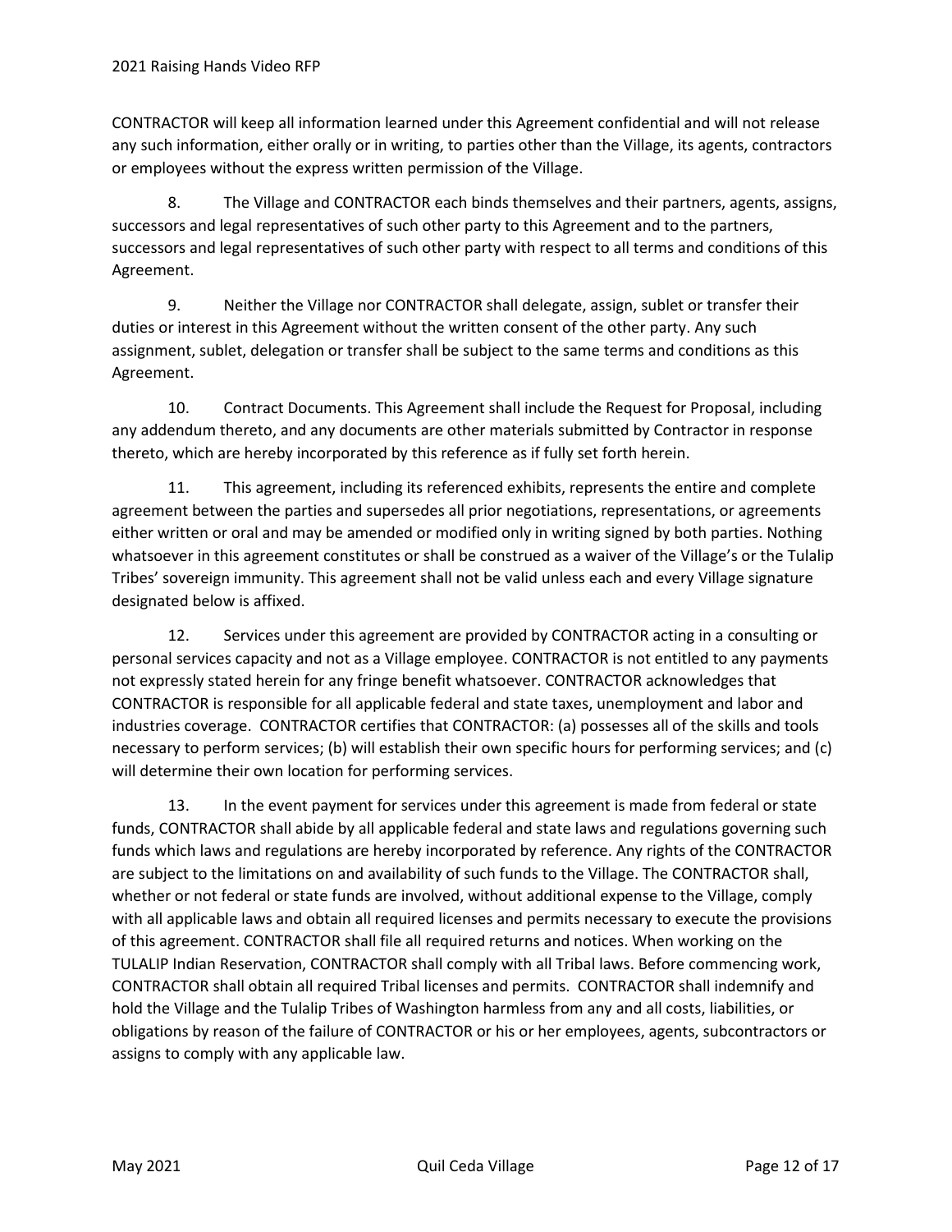CONTRACTOR will keep all information learned under this Agreement confidential and will not release any such information, either orally or in writing, to parties other than the Village, its agents, contractors or employees without the express written permission of the Village.

8. The Village and CONTRACTOR each binds themselves and their partners, agents, assigns, successors and legal representatives of such other party to this Agreement and to the partners, successors and legal representatives of such other party with respect to all terms and conditions of this Agreement.

9. Neither the Village nor CONTRACTOR shall delegate, assign, sublet or transfer their duties or interest in this Agreement without the written consent of the other party. Any such assignment, sublet, delegation or transfer shall be subject to the same terms and conditions as this Agreement.

10. Contract Documents. This Agreement shall include the Request for Proposal, including any addendum thereto, and any documents are other materials submitted by Contractor in response thereto, which are hereby incorporated by this reference as if fully set forth herein.

11. This agreement, including its referenced exhibits, represents the entire and complete agreement between the parties and supersedes all prior negotiations, representations, or agreements either written or oral and may be amended or modified only in writing signed by both parties. Nothing whatsoever in this agreement constitutes or shall be construed as a waiver of the Village's or the Tulalip Tribes' sovereign immunity. This agreement shall not be valid unless each and every Village signature designated below is affixed.

12. Services under this agreement are provided by CONTRACTOR acting in a consulting or personal services capacity and not as a Village employee. CONTRACTOR is not entitled to any payments not expressly stated herein for any fringe benefit whatsoever. CONTRACTOR acknowledges that CONTRACTOR is responsible for all applicable federal and state taxes, unemployment and labor and industries coverage. CONTRACTOR certifies that CONTRACTOR: (a) possesses all of the skills and tools necessary to perform services; (b) will establish their own specific hours for performing services; and (c) will determine their own location for performing services.

13. In the event payment for services under this agreement is made from federal or state funds, CONTRACTOR shall abide by all applicable federal and state laws and regulations governing such funds which laws and regulations are hereby incorporated by reference. Any rights of the CONTRACTOR are subject to the limitations on and availability of such funds to the Village. The CONTRACTOR shall, whether or not federal or state funds are involved, without additional expense to the Village, comply with all applicable laws and obtain all required licenses and permits necessary to execute the provisions of this agreement. CONTRACTOR shall file all required returns and notices. When working on the TULALIP Indian Reservation, CONTRACTOR shall comply with all Tribal laws. Before commencing work, CONTRACTOR shall obtain all required Tribal licenses and permits. CONTRACTOR shall indemnify and hold the Village and the Tulalip Tribes of Washington harmless from any and all costs, liabilities, or obligations by reason of the failure of CONTRACTOR or his or her employees, agents, subcontractors or assigns to comply with any applicable law.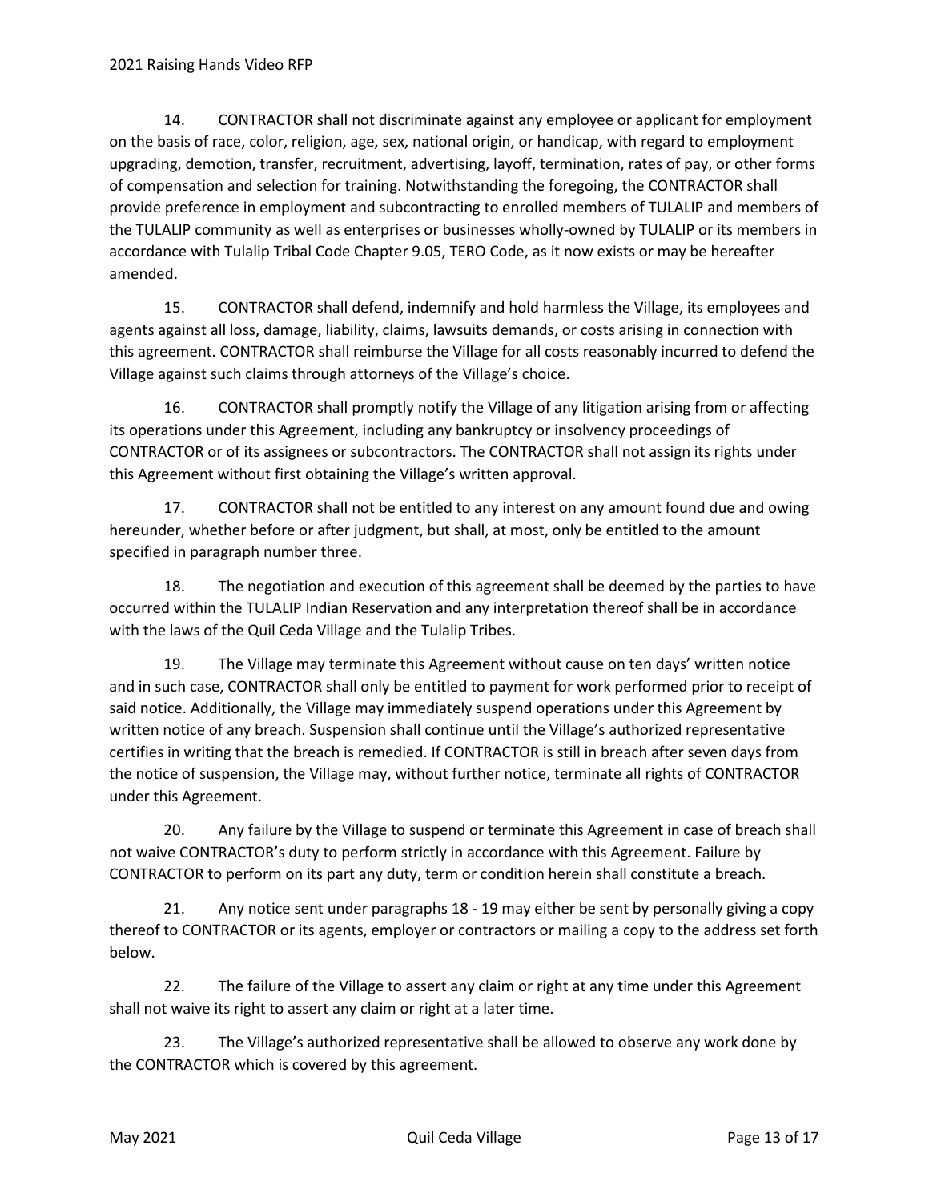14. CONTRACTOR shall not discriminate against any employee or applicant for employment on the basis of race, color, religion, age, sex, national origin, or handicap, with regard to employment upgrading, demotion, transfer, recruitment, advertising, layoff, termination, rates of pay, or other forms of compensation and selection for training. Notwithstanding the foregoing, the CONTRACTOR shall provide preference in employment and subcontracting to enrolled members of TULALIP and members of the TULALIP community as well as enterprises or businesses wholly-owned by TULALIP or its members in accordance with Tulalip Tribal Code Chapter 9.05, TERO Code, as it now exists or may be hereafter amended.

15. CONTRACTOR shall defend, indemnify and hold harmless the Village, its employees and agents against all loss, damage, liability, claims, lawsuits demands, or costs arising in connection with this agreement. CONTRACTOR shall reimburse the Village for all costs reasonably incurred to defend the Village against such claims through attorneys of the Village's choice.

16. CONTRACTOR shall promptly notify the Village of any litigation arising from or affecting its operations under this Agreement, including any bankruptcy or insolvency proceedings of CONTRACTOR or of its assignees or subcontractors. The CONTRACTOR shall not assign its rights under this Agreement without first obtaining the Village's written approval.

17. CONTRACTOR shall not be entitled to any interest on any amount found due and owing hereunder, whether before or after judgment, but shall, at most, only be entitled to the amount specified in paragraph number three.

18. The negotiation and execution of this agreement shall be deemed by the parties to have occurred within the TULALIP Indian Reservation and any interpretation thereof shall be in accordance with the laws of the Quil Ceda Village and the Tulalip Tribes.

19. The Village may terminate this Agreement without cause on ten days' written notice and in such case, CONTRACTOR shall only be entitled to payment for work performed prior to receipt of said notice. Additionally, the Village may immediately suspend operations under this Agreement by written notice of any breach. Suspension shall continue until the Village's authorized representative certifies in writing that the breach is remedied. If CONTRACTOR is still in breach after seven days from the notice of suspension, the Village may, without further notice, terminate all rights of CONTRACTOR under this Agreement.

20. Any failure by the Village to suspend or terminate this Agreement in case of breach shall not waive CONTRACTOR's duty to perform strictly in accordance with this Agreement. Failure by CONTRACTOR to perform on its part any duty, term or condition herein shall constitute a breach.

21. Any notice sent under paragraphs 18 - 19 may either be sent by personally giving a copy thereof to CONTRACTOR or its agents, employer or contractors or mailing a copy to the address set forth below.

22. The failure of the Village to assert any claim or right at any time under this Agreement shall not waive its right to assert any claim or right at a later time.

23. The Village's authorized representative shall be allowed to observe any work done by the CONTRACTOR which is covered by this agreement.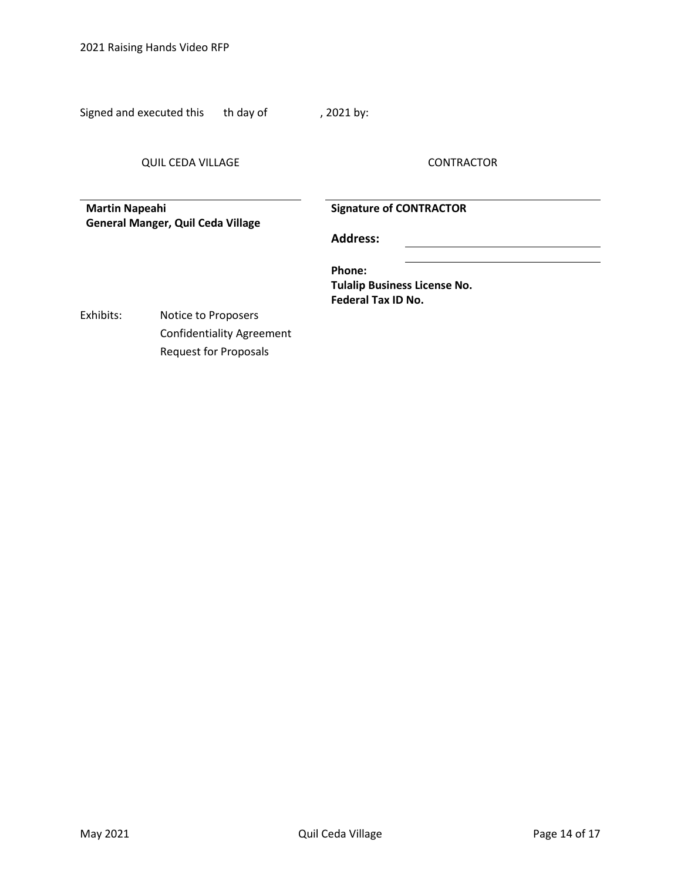Signed and executed this th day of , 2021 by:

| QUIL CEDA VILLAGE | CONTRACTOR |
|---|---|
| ______________________________ | ______________________________ |
| **Martin Napeahi**<br>**General Manger, Quil Ceda Village** | **Signature of CONTRACTOR** |
| | **Address:** ______________________________<br>______________________________ |
| | **Phone:**<br>**Tulalip Business License No.**<br>**Federal Tax ID No.** |

Exhibits:
- Notice to Proposers
- Confidentiality Agreement
- Request for Proposals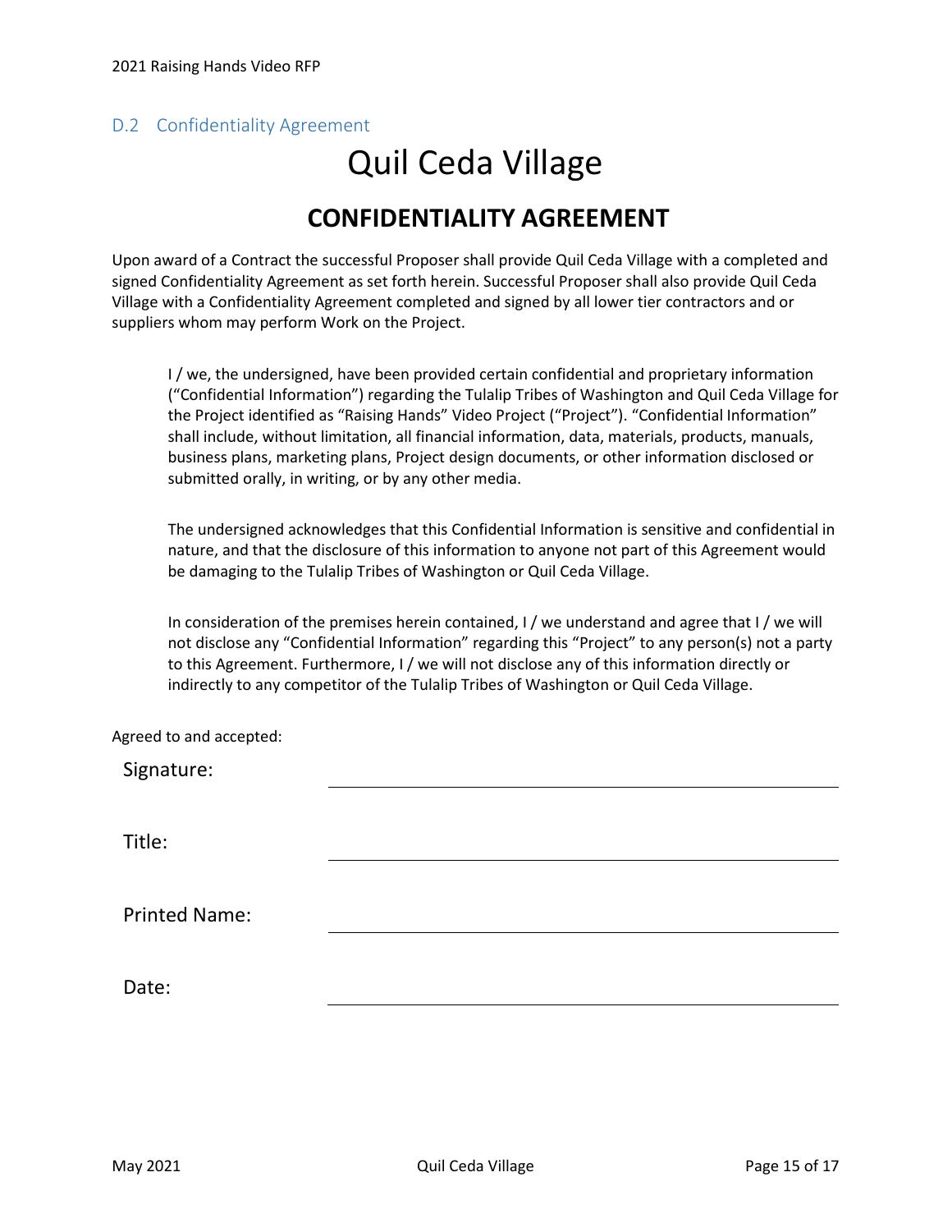## D.2 Confidentiality Agreement

# Quil Ceda Village

## CONFIDENTIALITY AGREEMENT

Upon award of a Contract the successful Proposer shall provide Quil Ceda Village with a completed and signed Confidentiality Agreement as set forth herein. Successful Proposer shall also provide Quil Ceda Village with a Confidentiality Agreement completed and signed by all lower tier contractors and or suppliers whom may perform Work on the Project.

> I / we, the undersigned, have been provided certain confidential and proprietary information ("Confidential Information") regarding the Tulalip Tribes of Washington and Quil Ceda Village for the Project identified as "Raising Hands" Video Project ("Project"). "Confidential Information" shall include, without limitation, all financial information, data, materials, products, manuals, business plans, marketing plans, Project design documents, or other information disclosed or submitted orally, in writing, or by any other media.
>
> The undersigned acknowledges that this Confidential Information is sensitive and confidential in nature, and that the disclosure of this information to anyone not part of this Agreement would be damaging to the Tulalip Tribes of Washington or Quil Ceda Village.
>
> In consideration of the premises herein contained, I / we understand and agree that I / we will not disclose any "Confidential Information" regarding this "Project" to any person(s) not a party to this Agreement. Furthermore, I / we will not disclose any of this information directly or indirectly to any competitor of the Tulalip Tribes of Washington or Quil Ceda Village.

Agreed to and accepted:

Signature: ______________________________

Title: ______________________________

Printed Name: ______________________________

Date: ______________________________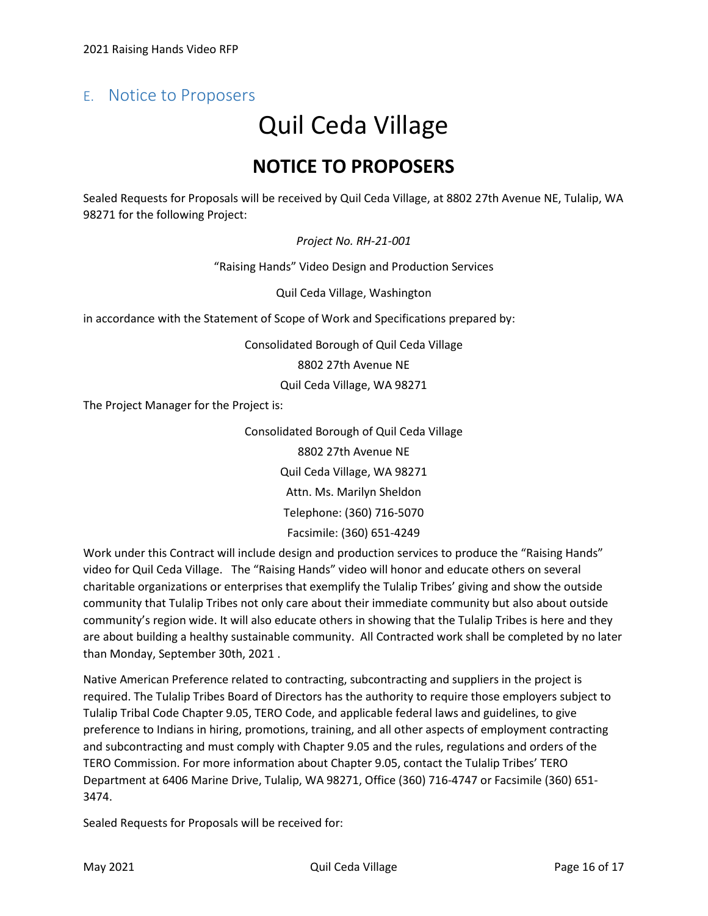## E. Notice to Proposers

# Quil Ceda Village

## NOTICE TO PROPOSERS

Sealed Requests for Proposals will be received by Quil Ceda Village, at 8802 27th Avenue NE, Tulalip, WA 98271 for the following Project:

*Project No. RH-21-001*

"Raising Hands" Video Design and Production Services

Quil Ceda Village, Washington

in accordance with the Statement of Scope of Work and Specifications prepared by:

Consolidated Borough of Quil Ceda Village
8802 27th Avenue NE
Quil Ceda Village, WA 98271

The Project Manager for the Project is:

Consolidated Borough of Quil Ceda Village
8802 27th Avenue NE
Quil Ceda Village, WA 98271
Attn. Ms. Marilyn Sheldon
Telephone: (360) 716-5070
Facsimile: (360) 651-4249

Work under this Contract will include design and production services to produce the "Raising Hands" video for Quil Ceda Village. The "Raising Hands" video will honor and educate others on several charitable organizations or enterprises that exemplify the Tulalip Tribes' giving and show the outside community that Tulalip Tribes not only care about their immediate community but also about outside community's region wide. It will also educate others in showing that the Tulalip Tribes is here and they are about building a healthy sustainable community. All Contracted work shall be completed by no later than Monday, September 30th, 2021 .

Native American Preference related to contracting, subcontracting and suppliers in the project is required. The Tulalip Tribes Board of Directors has the authority to require those employers subject to Tulalip Tribal Code Chapter 9.05, TERO Code, and applicable federal laws and guidelines, to give preference to Indians in hiring, promotions, training, and all other aspects of employment contracting and subcontracting and must comply with Chapter 9.05 and the rules, regulations and orders of the TERO Commission. For more information about Chapter 9.05, contact the Tulalip Tribes' TERO Department at 6406 Marine Drive, Tulalip, WA 98271, Office (360) 716-4747 or Facsimile (360) 651-3474.

Sealed Requests for Proposals will be received for: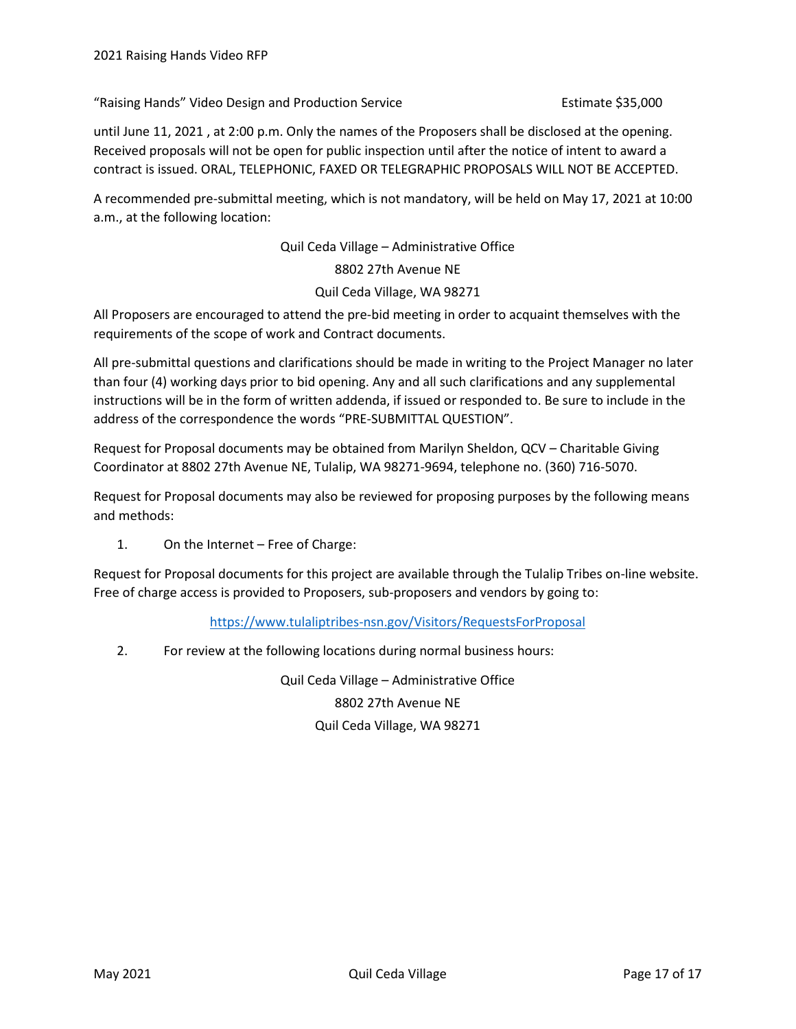"Raising Hands" Video Design and Production Service Estimate $35,000

until June 11, 2021 , at 2:00 p.m. Only the names of the Proposers shall be disclosed at the opening. Received proposals will not be open for public inspection until after the notice of intent to award a contract is issued. ORAL, TELEPHONIC, FAXED OR TELEGRAPHIC PROPOSALS WILL NOT BE ACCEPTED.

A recommended pre-submittal meeting, which is not mandatory, will be held on May 17, 2021 at 10:00 a.m., at the following location:

Quil Ceda Village – Administrative Office
8802 27th Avenue NE
Quil Ceda Village, WA 98271

All Proposers are encouraged to attend the pre-bid meeting in order to acquaint themselves with the requirements of the scope of work and Contract documents.

All pre-submittal questions and clarifications should be made in writing to the Project Manager no later than four (4) working days prior to bid opening. Any and all such clarifications and any supplemental instructions will be in the form of written addenda, if issued or responded to. Be sure to include in the address of the correspondence the words "PRE-SUBMITTAL QUESTION".

Request for Proposal documents may be obtained from Marilyn Sheldon, QCV – Charitable Giving Coordinator at 8802 27th Avenue NE, Tulalip, WA 98271-9694, telephone no. (360) 716-5070.

Request for Proposal documents may also be reviewed for proposing purposes by the following means and methods:

1. On the Internet – Free of Charge:

Request for Proposal documents for this project are available through the Tulalip Tribes on-line website. Free of charge access is provided to Proposers, sub-proposers and vendors by going to:

https://www.tulaliptribes-nsn.gov/Visitors/RequestsForProposal

2. For review at the following locations during normal business hours:

Quil Ceda Village – Administrative Office
8802 27th Avenue NE
Quil Ceda Village, WA 98271